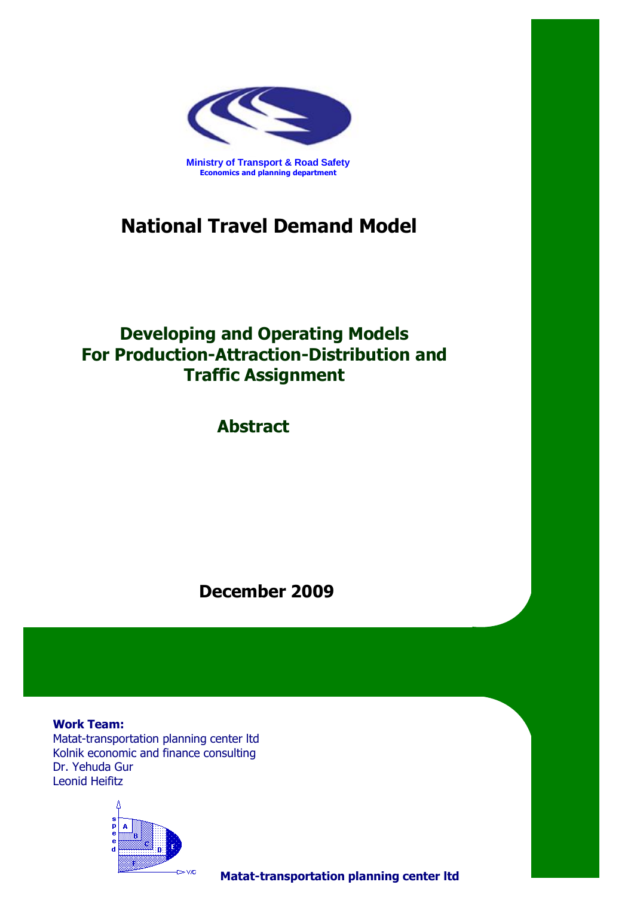Ministry of Transport & Road Safety
Economics and planning department

# National Travel Demand Model

## Developing and Operating Models For Production-Attraction-Distribution and Traffic Assignment

## Abstract

**December 2009**

**Work Team:**
Matat-transportation planning center ltd
Kolnik economic and finance consulting
Dr. Yehuda Gur
Leonid Heifitz

**Matat-transportation planning center ltd**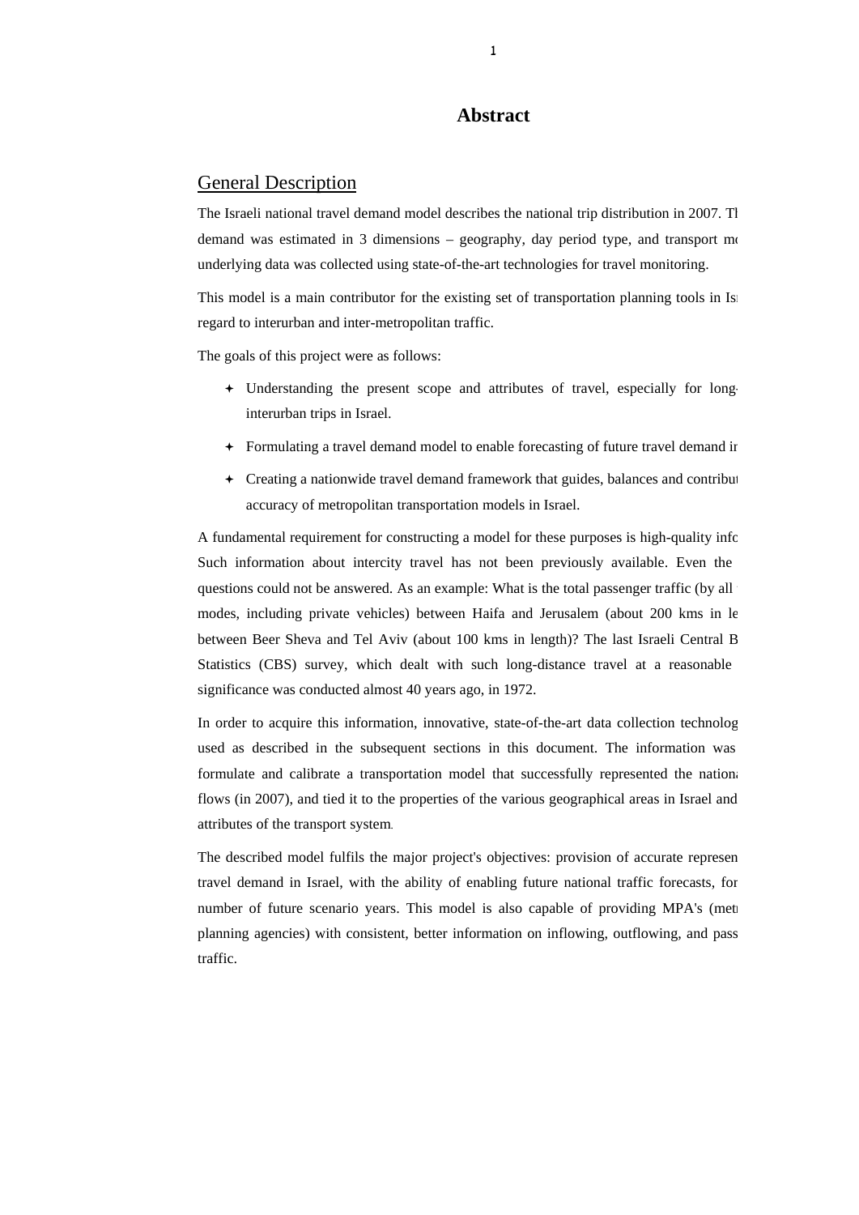# Abstract

## General Description

The Israeli national travel demand model describes the national trip distribution in 2007. Th demand was estimated in 3 dimensions – geography, day period type, and transport mo underlying data was collected using state-of-the-art technologies for travel monitoring.

This model is a main contributor for the existing set of transportation planning tools in Isr regard to interurban and inter-metropolitan traffic.

The goals of this project were as follows:

- Understanding the present scope and attributes of travel, especially for long- interurban trips in Israel.
- Formulating a travel demand model to enable forecasting of future travel demand in
- Creating a nationwide travel demand framework that guides, balances and contribut accuracy of metropolitan transportation models in Israel.

A fundamental requirement for constructing a model for these purposes is high-quality info Such information about intercity travel has not been previously available. Even the questions could not be answered. As an example: What is the total passenger traffic (by all modes, including private vehicles) between Haifa and Jerusalem (about 200 kms in le between Beer Sheva and Tel Aviv (about 100 kms in length)? The last Israeli Central B Statistics (CBS) survey, which dealt with such long-distance travel at a reasonable significance was conducted almost 40 years ago, in 1972.

In order to acquire this information, innovative, state-of-the-art data collection technolog used as described in the subsequent sections in this document. The information was formulate and calibrate a transportation model that successfully represented the nationa flows (in 2007), and tied it to the properties of the various geographical areas in Israel and attributes of the transport system.

The described model fulfils the major project's objectives: provision of accurate represen travel demand in Israel, with the ability of enabling future national traffic forecasts, for number of future scenario years. This model is also capable of providing MPA's (metr planning agencies) with consistent, better information on inflowing, outflowing, and pass traffic.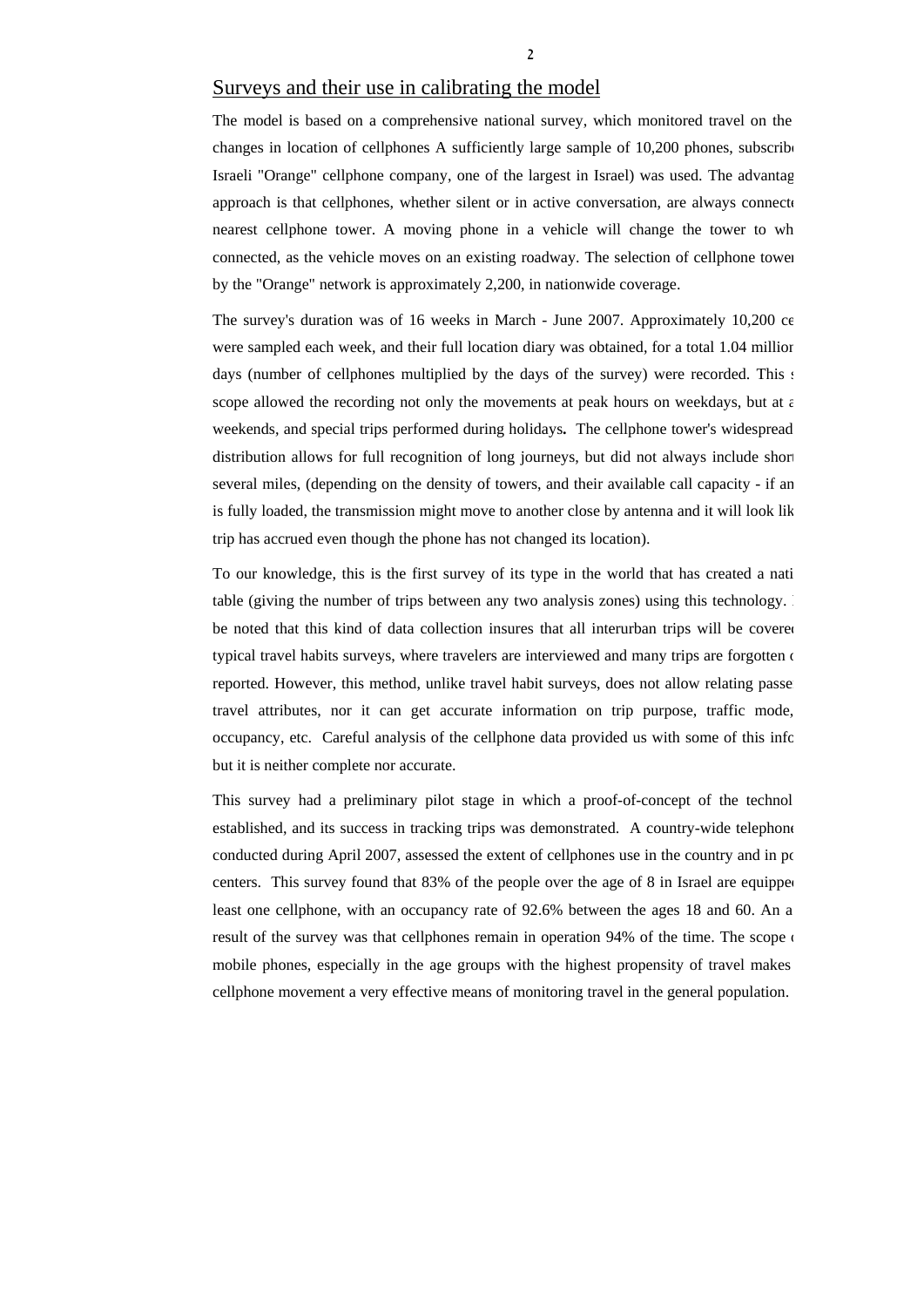## Surveys and their use in calibrating the model

The model is based on a comprehensive national survey, which monitored travel on the changes in location of cellphones A sufficiently large sample of 10,200 phones, subscrib Israeli "Orange" cellphone company, one of the largest in Israel) was used. The advantag approach is that cellphones, whether silent or in active conversation, are always connect nearest cellphone tower. A moving phone in a vehicle will change the tower to wh connected, as the vehicle moves on an existing roadway. The selection of cellphone tower by the "Orange" network is approximately 2,200, in nationwide coverage.

The survey's duration was of 16 weeks in March - June 2007. Approximately 10,200 ce were sampled each week, and their full location diary was obtained, for a total 1.04 million days (number of cellphones multiplied by the days of the survey) were recorded. This scope allowed the recording not only the movements at peak hours on weekdays, but at a weekends, and special trips performed during holidays**.** The cellphone tower's widespread distribution allows for full recognition of long journeys, but did not always include short several miles, (depending on the density of towers, and their available call capacity - if an is fully loaded, the transmission might move to another close by antenna and it will look lik trip has accrued even though the phone has not changed its location).

To our knowledge, this is the first survey of its type in the world that has created a nati table (giving the number of trips between any two analysis zones) using this technology. be noted that this kind of data collection insures that all interurban trips will be covered typical travel habits surveys, where travelers are interviewed and many trips are forgotten reported. However, this method, unlike travel habit surveys, does not allow relating passe travel attributes, nor it can get accurate information on trip purpose, traffic mode, occupancy, etc. Careful analysis of the cellphone data provided us with some of this info but it is neither complete nor accurate.

This survey had a preliminary pilot stage in which a proof-of-concept of the technol established, and its success in tracking trips was demonstrated. A country-wide telephone conducted during April 2007, assessed the extent of cellphones use in the country and in po centers. This survey found that 83% of the people over the age of 8 in Israel are equipped least one cellphone, with an occupancy rate of 92.6% between the ages 18 and 60. An a result of the survey was that cellphones remain in operation 94% of the time. The scope mobile phones, especially in the age groups with the highest propensity of travel makes cellphone movement a very effective means of monitoring travel in the general population.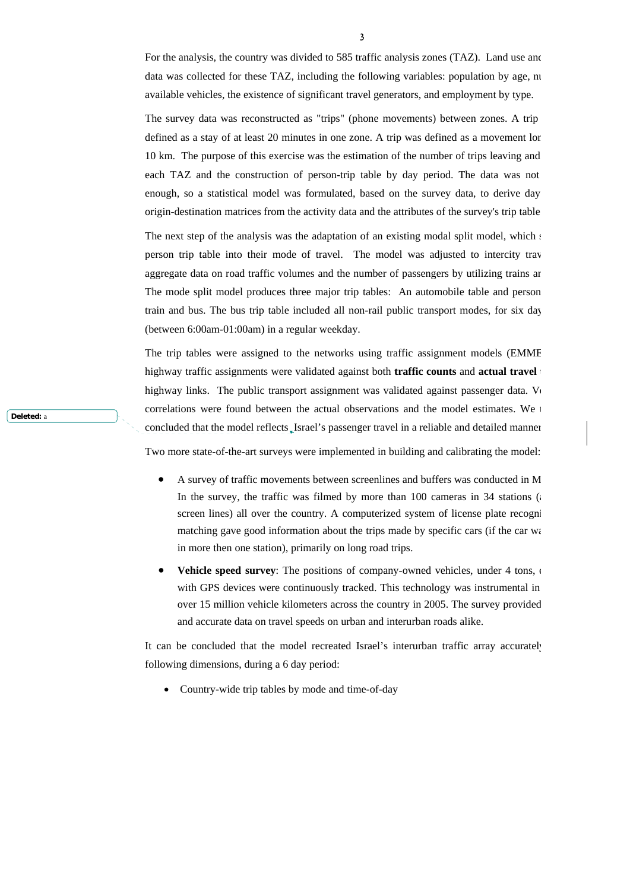For the analysis, the country was divided to 585 traffic analysis zones (TAZ). Land use and data was collected for these TAZ, including the following variables: population by age, nu available vehicles, the existence of significant travel generators, and employment by type.

The survey data was reconstructed as "trips" (phone movements) between zones. A trip defined as a stay of at least 20 minutes in one zone. A trip was defined as a movement lon 10 km. The purpose of this exercise was the estimation of the number of trips leaving and each TAZ and the construction of person-trip table by day period. The data was not enough, so a statistical model was formulated, based on the survey data, to derive day origin-destination matrices from the activity data and the attributes of the survey's trip table

The next step of the analysis was the adaptation of an existing modal split model, which s person trip table into their mode of travel. The model was adjusted to intercity trav aggregate data on road traffic volumes and the number of passengers by utilizing trains ar The mode split model produces three major trip tables: An automobile table and person train and bus. The bus trip table included all non-rail public transport modes, for six day (between 6:00am-01:00am) in a regular weekday.

The trip tables were assigned to the networks using traffic assignment models (EMME highway traffic assignments were validated against both **traffic counts** and **actual travel** highway links. The public transport assignment was validated against passenger data. V correlations were found between the actual observations and the model estimates. We concluded that the model reflects Israel's passenger travel in a reliable and detailed manner

Two more state-of-the-art surveys were implemented in building and calibrating the model:

- A survey of traffic movements between screenlines and buffers was conducted in M In the survey, the traffic was filmed by more than 100 cameras in 34 stations ( screen lines) all over the country. A computerized system of license plate recogni matching gave good information about the trips made by specific cars (if the car wa in more then one station), primarily on long road trips.
- **Vehicle speed survey**: The positions of company-owned vehicles, under 4 tons, with GPS devices were continuously tracked. This technology was instrumental in over 15 million vehicle kilometers across the country in 2005. The survey provided and accurate data on travel speeds on urban and interurban roads alike.

It can be concluded that the model recreated Israel's interurban traffic array accuratel following dimensions, during a 6 day period:

- Country-wide trip tables by mode and time-of-day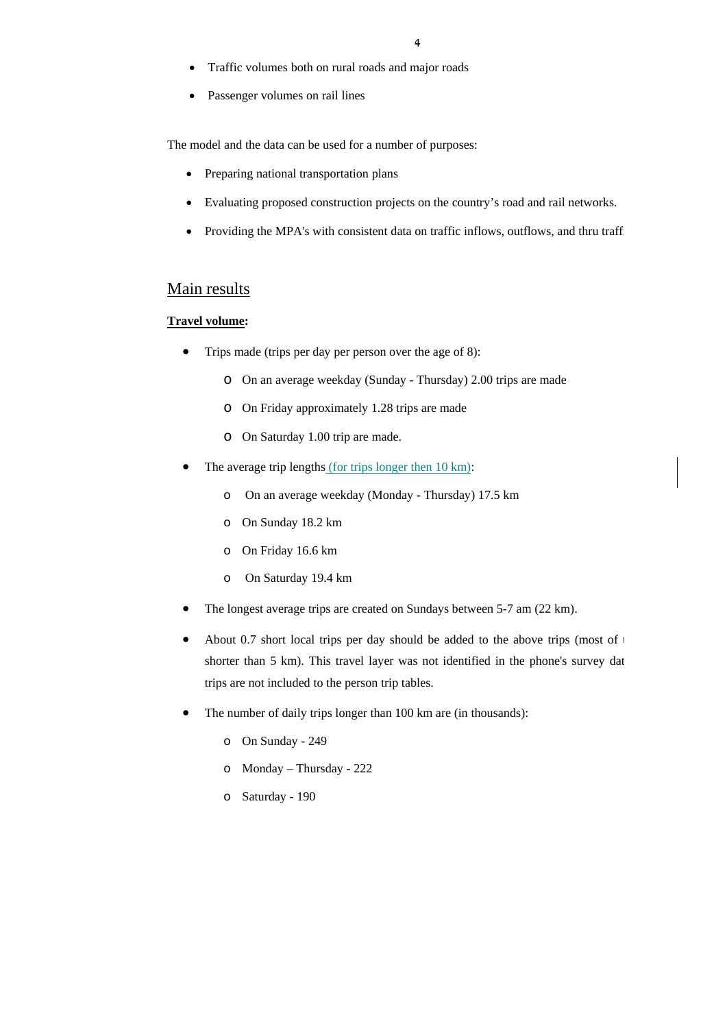- Traffic volumes both on rural roads and major roads
- Passenger volumes on rail lines

The model and the data can be used for a number of purposes:

- Preparing national transportation plans
- Evaluating proposed construction projects on the country's road and rail networks.
- Providing the MPA's with consistent data on traffic inflows, outflows, and thru traff

## Main results

**Travel volume:**

- Trips made (trips per day per person over the age of 8):
  - On an average weekday (Sunday - Thursday) 2.00 trips are made
  - On Friday approximately 1.28 trips are made
  - On Saturday 1.00 trip are made.
- The average trip lengths (for trips longer then 10 km):
  - On an average weekday (Monday - Thursday) 17.5 km
  - On Sunday 18.2 km
  - On Friday 16.6 km
  - On Saturday 19.4 km
- The longest average trips are created on Sundays between 5-7 am (22 km).
- About 0.7 short local trips per day should be added to the above trips (most of t shorter than 5 km). This travel layer was not identified in the phone's survey dat trips are not included to the person trip tables.
- The number of daily trips longer than 100 km are (in thousands):
  - On Sunday - 249
  - Monday – Thursday - 222
  - Saturday - 190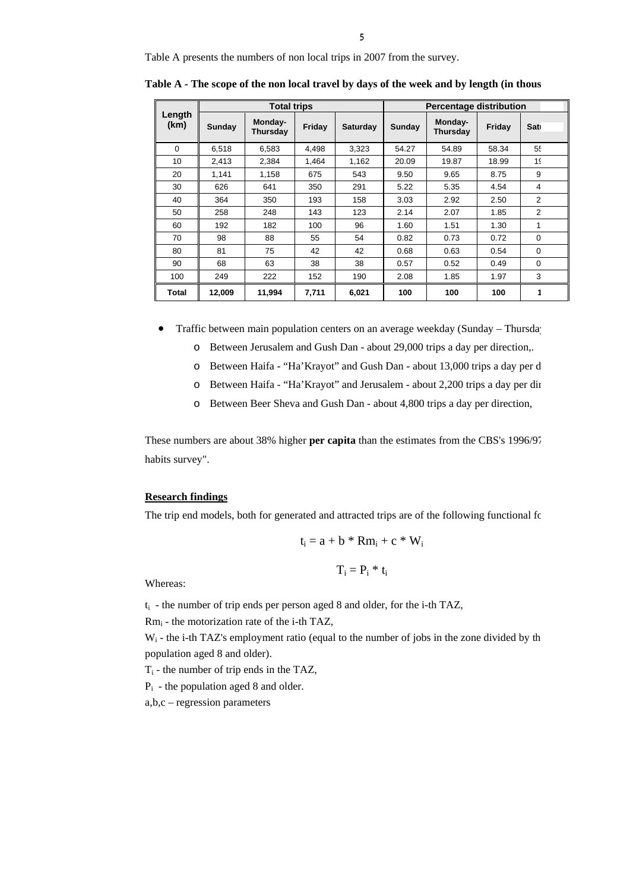Table A presents the numbers of non local trips in 2007 from the survey.

**Table A - The scope of the non local travel by days of the week and by length (in thous**

| Length (km) | Total trips | | | | Percentage distribution | | | |
|---|---|---|---|---|---|---|---|---|
| | Sunday | Monday-Thursday | Friday | Saturday | Sunday | Monday-Thursday | Friday | Sat |
| 0 | 6,518 | 6,583 | 4,498 | 3,323 | 54.27 | 54.89 | 58.34 | 5 |
| 10 | 2,413 | 2,384 | 1,464 | 1,162 | 20.09 | 19.87 | 18.99 | 1 |
| 20 | 1,141 | 1,158 | 675 | 543 | 9.50 | 9.65 | 8.75 | 9 |
| 30 | 626 | 641 | 350 | 291 | 5.22 | 5.35 | 4.54 | 4 |
| 40 | 364 | 350 | 193 | 158 | 3.03 | 2.92 | 2.50 | 2 |
| 50 | 258 | 248 | 143 | 123 | 2.14 | 2.07 | 1.85 | 2 |
| 60 | 192 | 182 | 100 | 96 | 1.60 | 1.51 | 1.30 | 1 |
| 70 | 98 | 88 | 55 | 54 | 0.82 | 0.73 | 0.72 | 0 |
| 80 | 81 | 75 | 42 | 42 | 0.68 | 0.63 | 0.54 | 0 |
| 90 | 68 | 63 | 38 | 38 | 0.57 | 0.52 | 0.49 | 0 |
| 100 | 249 | 222 | 152 | 190 | 2.08 | 1.85 | 1.97 | 3 |
| **Total** | **12,009** | **11,994** | **7,711** | **6,021** | **100** | **100** | **100** | **1** |

- Traffic between main population centers on an average weekday (Sunday – Thursda
  - Between Jerusalem and Gush Dan - about 29,000 trips a day per direction,.
  - Between Haifa - "Ha'Krayot" and Gush Dan - about 13,000 trips a day per d
  - Between Haifa - "Ha'Krayot" and Jerusalem - about 2,200 trips a day per di
  - Between Beer Sheva and Gush Dan - about 4,800 trips a day per direction,

These numbers are about 38% higher **per capita** than the estimates from the CBS's 1996/9 habits survey".

**Research findings**

The trip end models, both for generated and attracted trips are of the following functional fo

$$t_i = a + b * Rm_i + c * W_i$$

$$T_i = P_i * t_i$$

Whereas:

$t_i$ - the number of trip ends per person aged 8 and older, for the i-th TAZ,

$Rm_i$ - the motorization rate of the i-th TAZ,

$W_i$ - the i-th TAZ's employment ratio (equal to the number of jobs in the zone divided by th population aged 8 and older).

$T_i$ - the number of trip ends in the TAZ,

$P_i$ - the population aged 8 and older.

a,b,c – regression parameters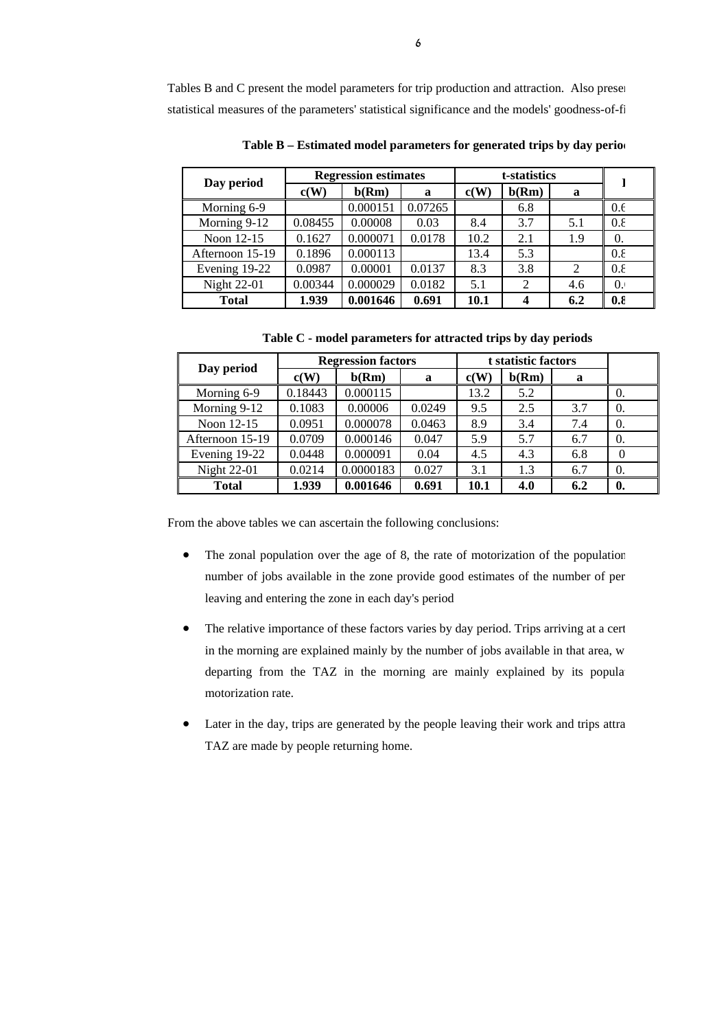Tables B and C present the model parameters for trip production and attraction. Also presen statistical measures of the parameters' statistical significance and the models' goodness-of-fi

**Table B – Estimated model parameters for generated trips by day perio**

| Day period | Regression estimates | | | t-statistics | | | I |
|---|---|---|---|---|---|---|---|
| | c(W) | b(Rm) | a | c(W) | b(Rm) | a | |
| Morning 6-9 | | 0.000151 | 0.07265 | | 6.8 | | 0.6 |
| Morning 9-12 | 0.08455 | 0.00008 | 0.03 | 8.4 | 3.7 | 5.1 | 0.8 |
| Noon 12-15 | 0.1627 | 0.000071 | 0.0178 | 10.2 | 2.1 | 1.9 | 0. |
| Afternoon 15-19 | 0.1896 | 0.000113 | | 13.4 | 5.3 | | 0.8 |
| Evening 19-22 | 0.0987 | 0.00001 | 0.0137 | 8.3 | 3.8 | 2 | 0.8 |
| Night 22-01 | 0.00344 | 0.000029 | 0.0182 | 5.1 | 2 | 4.6 | 0. |
| **Total** | **1.939** | **0.001646** | **0.691** | **10.1** | **4** | **6.2** | **0.8** |

**Table C - model parameters for attracted trips by day periods**

| Day period | Regression factors | | | t statistic factors | | | |
|---|---|---|---|---|---|---|---|
| | c(W) | b(Rm) | a | c(W) | b(Rm) | a | |
| Morning 6-9 | 0.18443 | 0.000115 | | 13.2 | 5.2 | | 0. |
| Morning 9-12 | 0.1083 | 0.00006 | 0.0249 | 9.5 | 2.5 | 3.7 | 0. |
| Noon 12-15 | 0.0951 | 0.000078 | 0.0463 | 8.9 | 3.4 | 7.4 | 0. |
| Afternoon 15-19 | 0.0709 | 0.000146 | 0.047 | 5.9 | 5.7 | 6.7 | 0. |
| Evening 19-22 | 0.0448 | 0.000091 | 0.04 | 4.5 | 4.3 | 6.8 | 0 |
| Night 22-01 | 0.0214 | 0.0000183 | 0.027 | 3.1 | 1.3 | 6.7 | 0. |
| **Total** | **1.939** | **0.001646** | **0.691** | **10.1** | **4.0** | **6.2** | **0.** |

From the above tables we can ascertain the following conclusions:

- The zonal population over the age of 8, the rate of motorization of the population number of jobs available in the zone provide good estimates of the number of per leaving and entering the zone in each day's period
- The relative importance of these factors varies by day period. Trips arriving at a cert in the morning are explained mainly by the number of jobs available in that area, w departing from the TAZ in the morning are mainly explained by its popula motorization rate.
- Later in the day, trips are generated by the people leaving their work and trips attra TAZ are made by people returning home.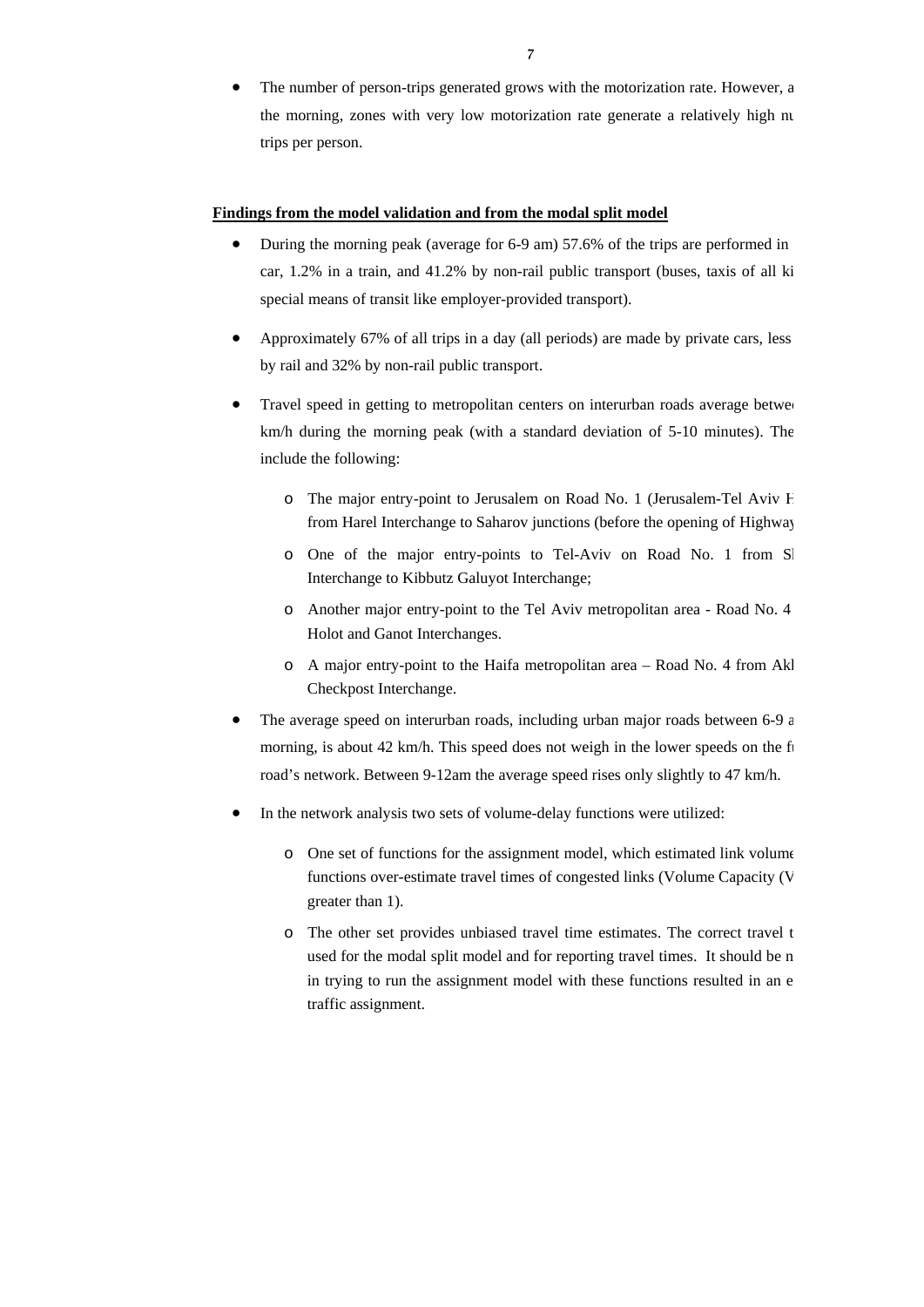- The number of person-trips generated grows with the motorization rate. However, a the morning, zones with very low motorization rate generate a relatively high nu trips per person.

**Findings from the model validation and from the modal split model**

- During the morning peak (average for 6-9 am) 57.6% of the trips are performed in car, 1.2% in a train, and 41.2% by non-rail public transport (buses, taxis of all ki special means of transit like employer-provided transport).
- Approximately 67% of all trips in a day (all periods) are made by private cars, less by rail and 32% by non-rail public transport.
- Travel speed in getting to metropolitan centers on interurban roads average betwe km/h during the morning peak (with a standard deviation of 5-10 minutes). The include the following:
  - The major entry-point to Jerusalem on Road No. 1 (Jerusalem-Tel Aviv H from Harel Interchange to Saharov junctions (before the opening of Highway
  - One of the major entry-points to Tel-Aviv on Road No. 1 from Sh Interchange to Kibbutz Galuyot Interchange;
  - Another major entry-point to the Tel Aviv metropolitan area - Road No. 4 Holot and Ganot Interchanges.
  - A major entry-point to the Haifa metropolitan area – Road No. 4 from Akh Checkpost Interchange.
- The average speed on interurban roads, including urban major roads between 6-9 a morning, is about 42 km/h. This speed does not weigh in the lower speeds on the fu road's network. Between 9-12am the average speed rises only slightly to 47 km/h.
- In the network analysis two sets of volume-delay functions were utilized:
  - One set of functions for the assignment model, which estimated link volume functions over-estimate travel times of congested links (Volume Capacity (V greater than 1).
  - The other set provides unbiased travel time estimates. The correct travel t used for the modal split model and for reporting travel times. It should be n in trying to run the assignment model with these functions resulted in an e traffic assignment.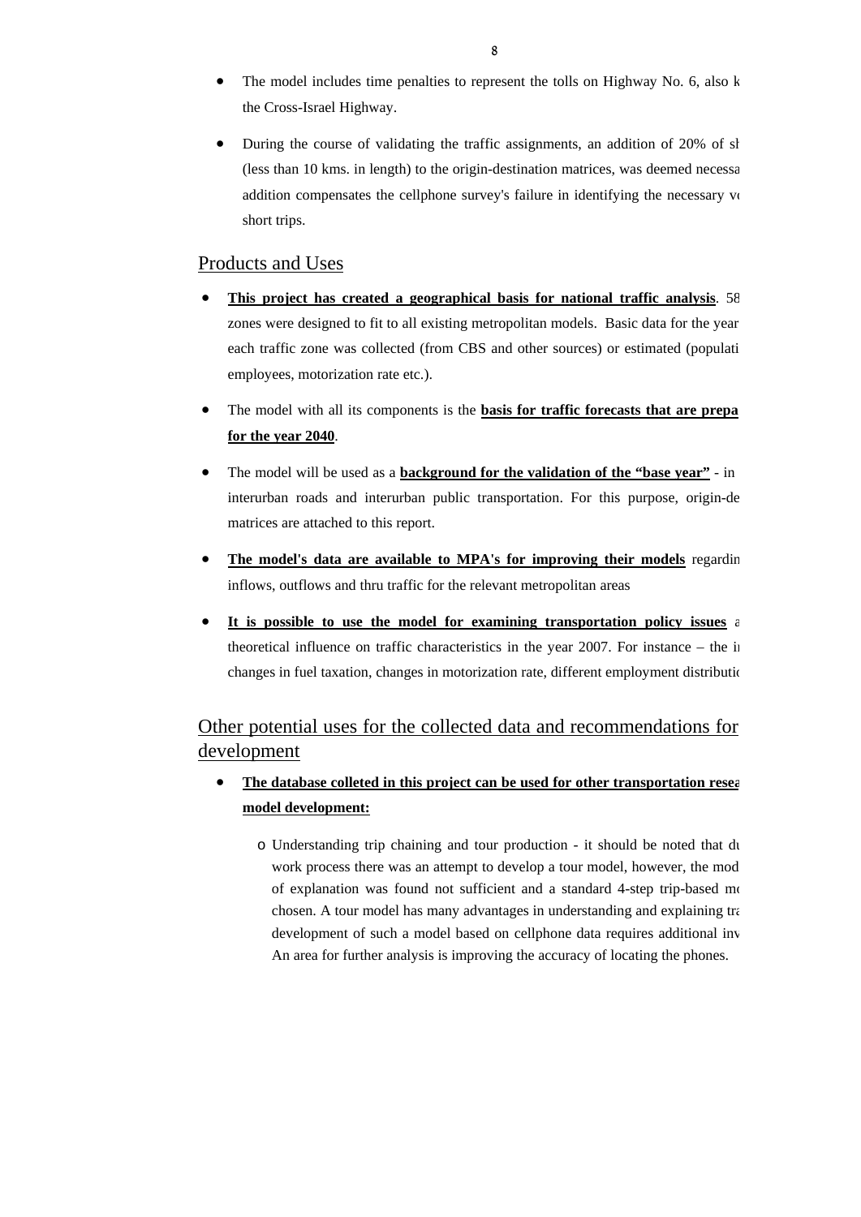- The model includes time penalties to represent the tolls on Highway No. 6, also k the Cross-Israel Highway.

- During the course of validating the traffic assignments, an addition of 20% of sh (less than 10 kms. in length) to the origin-destination matrices, was deemed necessa addition compensates the cellphone survey's failure in identifying the necessary vo short trips.

## Products and Uses

- **This project has created a geographical basis for national traffic analysis**. 58 zones were designed to fit to all existing metropolitan models. Basic data for the year each traffic zone was collected (from CBS and other sources) or estimated (populati employees, motorization rate etc.).

- The model with all its components is the **basis for traffic forecasts that are prepa for the year 2040**.

- The model will be used as a **background for the validation of the "base year"** - in interurban roads and interurban public transportation. For this purpose, origin-de matrices are attached to this report.

- **The model's data are available to MPA's for improving their models** regardin inflows, outflows and thru traffic for the relevant metropolitan areas

- **It is possible to use the model for examining transportation policy issues** a theoretical influence on traffic characteristics in the year 2007. For instance – the in changes in fuel taxation, changes in motorization rate, different employment distributio

## Other potential uses for the collected data and recommendations for development

- **The database colleted in this project can be used for other transportation resea model development:**

  - Understanding trip chaining and tour production - it should be noted that du work process there was an attempt to develop a tour model, however, the mod of explanation was found not sufficient and a standard 4-step trip-based mo chosen. A tour model has many advantages in understanding and explaining tra development of such a model based on cellphone data requires additional inv An area for further analysis is improving the accuracy of locating the phones.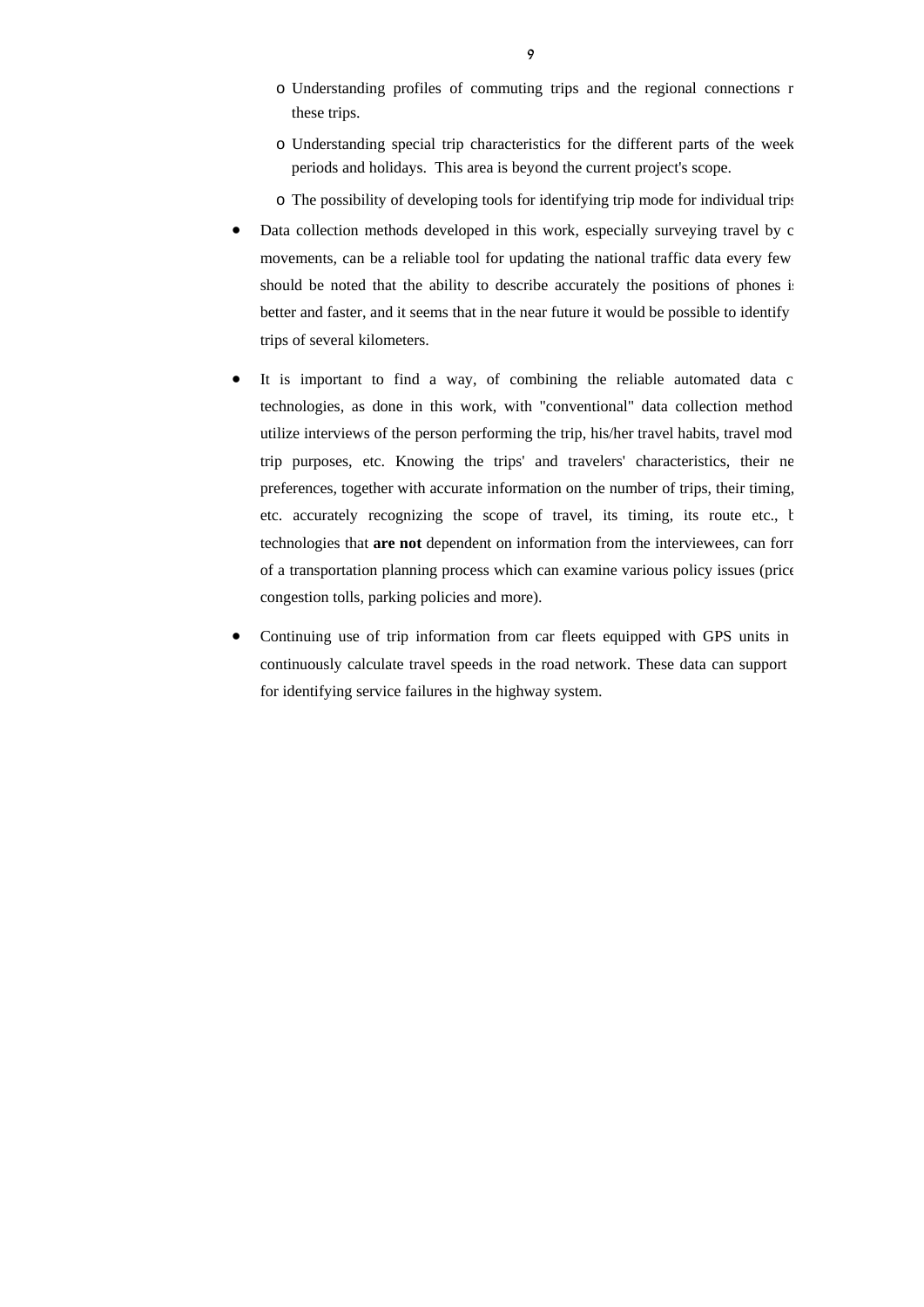- Understanding profiles of commuting trips and the regional connections r these trips.
  - Understanding special trip characteristics for the different parts of the week periods and holidays. This area is beyond the current project's scope.
  - The possibility of developing tools for identifying trip mode for individual trips

- Data collection methods developed in this work, especially surveying travel by c movements, can be a reliable tool for updating the national traffic data every few should be noted that the ability to describe accurately the positions of phones is better and faster, and it seems that in the near future it would be possible to identify trips of several kilometers.

- It is important to find a way, of combining the reliable automated data c technologies, as done in this work, with "conventional" data collection method utilize interviews of the person performing the trip, his/her travel habits, travel mod trip purposes, etc. Knowing the trips' and travelers' characteristics, their ne preferences, together with accurate information on the number of trips, their timing, etc. accurately recognizing the scope of travel, its timing, its route etc., b technologies that **are not** dependent on information from the interviewees, can forr of a transportation planning process which can examine various policy issues (price congestion tolls, parking policies and more).

- Continuing use of trip information from car fleets equipped with GPS units in continuously calculate travel speeds in the road network. These data can support for identifying service failures in the highway system.